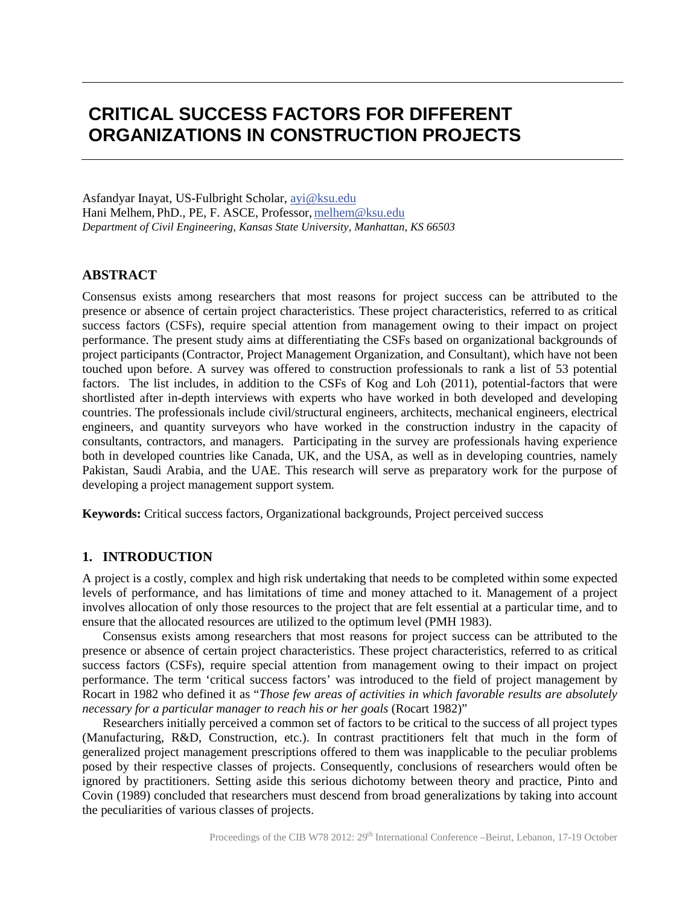# CRITICAL SUCCESS FACTORS FOR DIFFERENT ORGANIZATIONS IN CONSTRUCTION PROJECTS

Asfandyar Inayat, US-Fulbright Scholar, ayi@ksu.edu
Hani Melhem, PhD., PE, F. ASCE, Professor, melhem@ksu.edu
*Department of Civil Engineering, Kansas State University, Manhattan, KS 66503*

## ABSTRACT

Consensus exists among researchers that most reasons for project success can be attributed to the presence or absence of certain project characteristics. These project characteristics, referred to as critical success factors (CSFs), require special attention from management owing to their impact on project performance. The present study aims at differentiating the CSFs based on organizational backgrounds of project participants (Contractor, Project Management Organization, and Consultant), which have not been touched upon before. A survey was offered to construction professionals to rank a list of 53 potential factors. The list includes, in addition to the CSFs of Kog and Loh (2011), potential-factors that were shortlisted after in-depth interviews with experts who have worked in both developed and developing countries. The professionals include civil/structural engineers, architects, mechanical engineers, electrical engineers, and quantity surveyors who have worked in the construction industry in the capacity of consultants, contractors, and managers. Participating in the survey are professionals having experience both in developed countries like Canada, UK, and the USA, as well as in developing countries, namely Pakistan, Saudi Arabia, and the UAE. This research will serve as preparatory work for the purpose of developing a project management support system.

**Keywords:** Critical success factors, Organizational backgrounds, Project perceived success

## 1. INTRODUCTION

A project is a costly, complex and high risk undertaking that needs to be completed within some expected levels of performance, and has limitations of time and money attached to it. Management of a project involves allocation of only those resources to the project that are felt essential at a particular time, and to ensure that the allocated resources are utilized to the optimum level (PMH 1983).

Consensus exists among researchers that most reasons for project success can be attributed to the presence or absence of certain project characteristics. These project characteristics, referred to as critical success factors (CSFs), require special attention from management owing to their impact on project performance. The term 'critical success factors' was introduced to the field of project management by Rocart in 1982 who defined it as "*Those few areas of activities in which favorable results are absolutely necessary for a particular manager to reach his or her goals* (Rocart 1982)"

Researchers initially perceived a common set of factors to be critical to the success of all project types (Manufacturing, R&D, Construction, etc.). In contrast practitioners felt that much in the form of generalized project management prescriptions offered to them was inapplicable to the peculiar problems posed by their respective classes of projects. Consequently, conclusions of researchers would often be ignored by practitioners. Setting aside this serious dichotomy between theory and practice, Pinto and Covin (1989) concluded that researchers must descend from broad generalizations by taking into account the peculiarities of various classes of projects.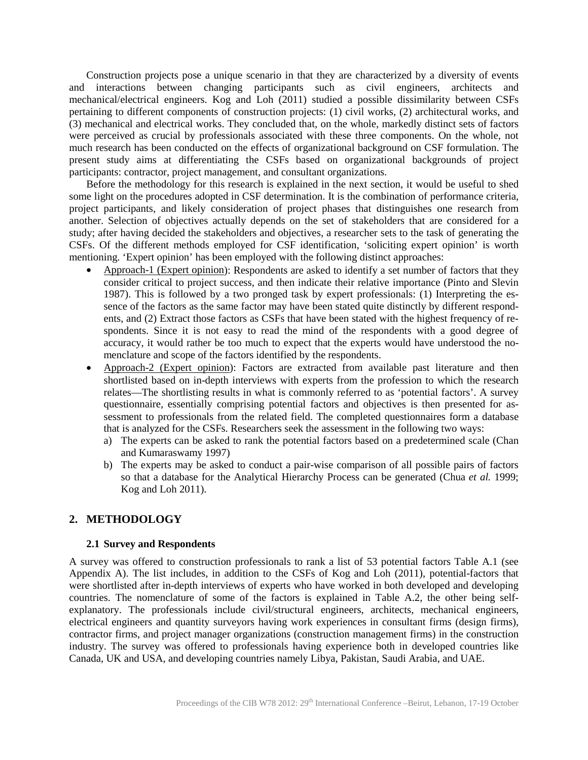Construction projects pose a unique scenario in that they are characterized by a diversity of events and interactions between changing participants such as civil engineers, architects and mechanical/electrical engineers. Kog and Loh (2011) studied a possible dissimilarity between CSFs pertaining to different components of construction projects: (1) civil works, (2) architectural works, and (3) mechanical and electrical works. They concluded that, on the whole, markedly distinct sets of factors were perceived as crucial by professionals associated with these three components. On the whole, not much research has been conducted on the effects of organizational background on CSF formulation. The present study aims at differentiating the CSFs based on organizational backgrounds of project participants: contractor, project management, and consultant organizations.

Before the methodology for this research is explained in the next section, it would be useful to shed some light on the procedures adopted in CSF determination. It is the combination of performance criteria, project participants, and likely consideration of project phases that distinguishes one research from another. Selection of objectives actually depends on the set of stakeholders that are considered for a study; after having decided the stakeholders and objectives, a researcher sets to the task of generating the CSFs. Of the different methods employed for CSF identification, 'soliciting expert opinion' is worth mentioning. 'Expert opinion' has been employed with the following distinct approaches:

- Approach-1 (Expert opinion): Respondents are asked to identify a set number of factors that they consider critical to project success, and then indicate their relative importance (Pinto and Slevin 1987). This is followed by a two pronged task by expert professionals: (1) Interpreting the essence of the factors as the same factor may have been stated quite distinctly by different respondents, and (2) Extract those factors as CSFs that have been stated with the highest frequency of respondents. Since it is not easy to read the mind of the respondents with a good degree of accuracy, it would rather be too much to expect that the experts would have understood the nomenclature and scope of the factors identified by the respondents.
- Approach-2 (Expert opinion): Factors are extracted from available past literature and then shortlisted based on in-depth interviews with experts from the profession to which the research relates—The shortlisting results in what is commonly referred to as 'potential factors'. A survey questionnaire, essentially comprising potential factors and objectives is then presented for assessment to professionals from the related field. The completed questionnaires form a database that is analyzed for the CSFs. Researchers seek the assessment in the following two ways:
  a) The experts can be asked to rank the potential factors based on a predetermined scale (Chan and Kumaraswamy 1997)
  b) The experts may be asked to conduct a pair-wise comparison of all possible pairs of factors so that a database for the Analytical Hierarchy Process can be generated (Chua *et al.* 1999; Kog and Loh 2011).

## 2. METHODOLOGY

### 2.1 Survey and Respondents

A survey was offered to construction professionals to rank a list of 53 potential factors Table A.1 (see Appendix A). The list includes, in addition to the CSFs of Kog and Loh (2011), potential-factors that were shortlisted after in-depth interviews of experts who have worked in both developed and developing countries. The nomenclature of some of the factors is explained in Table A.2, the other being self-explanatory. The professionals include civil/structural engineers, architects, mechanical engineers, electrical engineers and quantity surveyors having work experiences in consultant firms (design firms), contractor firms, and project manager organizations (construction management firms) in the construction industry. The survey was offered to professionals having experience both in developed countries like Canada, UK and USA, and developing countries namely Libya, Pakistan, Saudi Arabia, and UAE.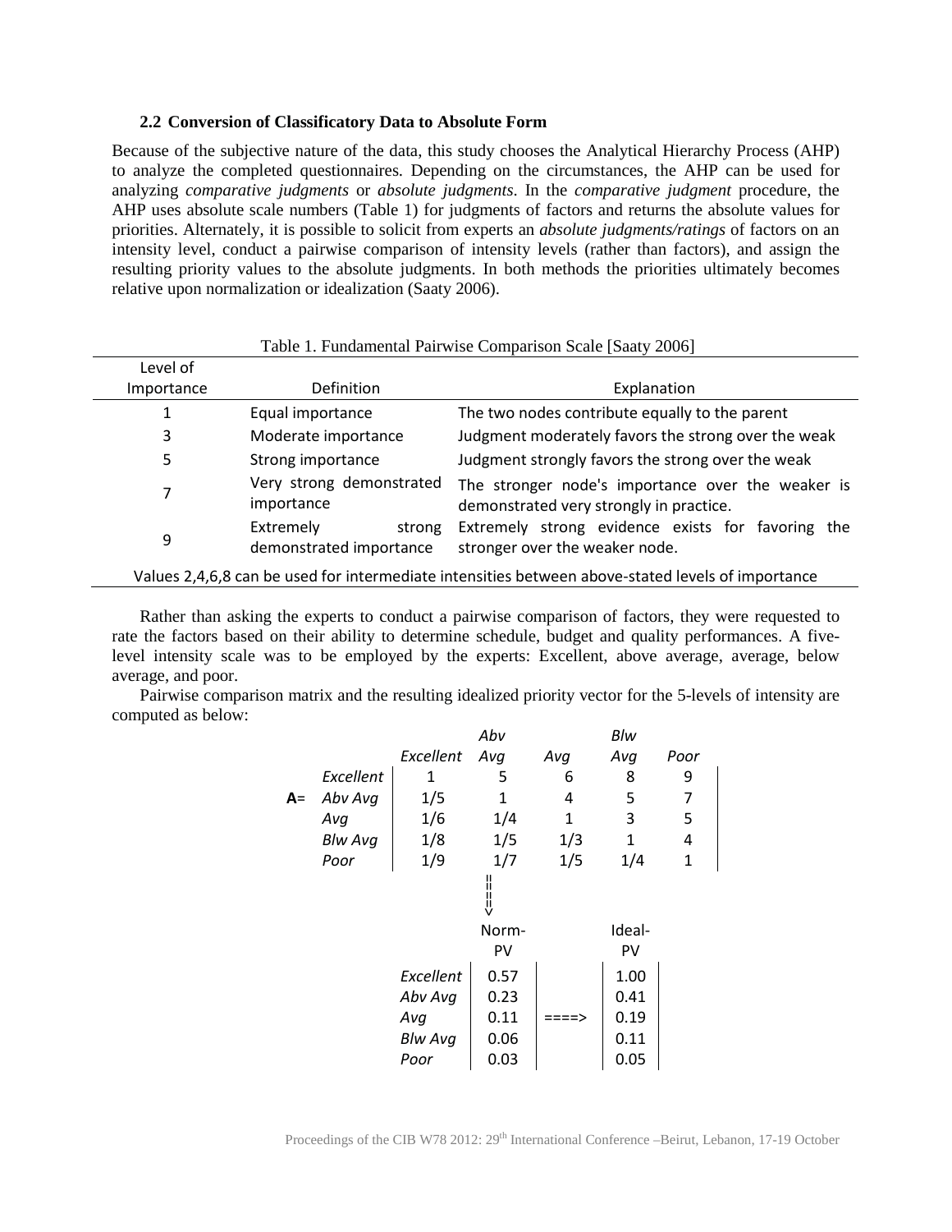### 2.2 Conversion of Classificatory Data to Absolute Form

Because of the subjective nature of the data, this study chooses the Analytical Hierarchy Process (AHP) to analyze the completed questionnaires. Depending on the circumstances, the AHP can be used for analyzing *comparative judgments* or *absolute judgments*. In the *comparative judgment* procedure, the AHP uses absolute scale numbers (Table 1) for judgments of factors and returns the absolute values for priorities. Alternately, it is possible to solicit from experts an *absolute judgments/ratings* of factors on an intensity level, conduct a pairwise comparison of intensity levels (rather than factors), and assign the resulting priority values to the absolute judgments. In both methods the priorities ultimately becomes relative upon normalization or idealization (Saaty 2006).

Table 1. Fundamental Pairwise Comparison Scale [Saaty 2006]

| Level of Importance | Definition | Explanation |
|---|---|---|
| 1 | Equal importance | The two nodes contribute equally to the parent |
| 3 | Moderate importance | Judgment moderately favors the strong over the weak |
| 5 | Strong importance | Judgment strongly favors the strong over the weak |
| 7 | Very strong demonstrated importance | The stronger node's importance over the weaker is demonstrated very strongly in practice. |
| 9 | Extremely strong demonstrated importance | Extremely strong evidence exists for favoring the stronger over the weaker node. |

Values 2,4,6,8 can be used for intermediate intensities between above-stated levels of importance

Rather than asking the experts to conduct a pairwise comparison of factors, they were requested to rate the factors based on their ability to determine schedule, budget and quality performances. A five-level intensity scale was to be employed by the experts: Excellent, above average, average, below average, and poor.

Pairwise comparison matrix and the resulting idealized priority vector for the 5-levels of intensity are computed as below:

**A**=

| | *Excellent* | *Abv Avg* | *Avg* | *Blw Avg* | *Poor* |
|---|---|---|---|---|---|
| *Excellent* | 1 | 5 | 6 | 8 | 9 |
| *Abv Avg* | 1/5 | 1 | 4 | 5 | 7 |
| *Avg* | 1/6 | 1/4 | 1 | 3 | 5 |
| *Blw Avg* | 1/8 | 1/5 | 1/3 | 1 | 4 |
| *Poor* | 1/9 | 1/7 | 1/5 | 1/4 | 1 |

====>

| | Norm-PV | | Ideal-PV |
|---|---|---|---|
| *Excellent* | 0.57 | | 1.00 |
| *Abv Avg* | 0.23 | | 0.41 |
| *Avg* | 0.11 | ====> | 0.19 |
| *Blw Avg* | 0.06 | | 0.11 |
| *Poor* | 0.03 | | 0.05 |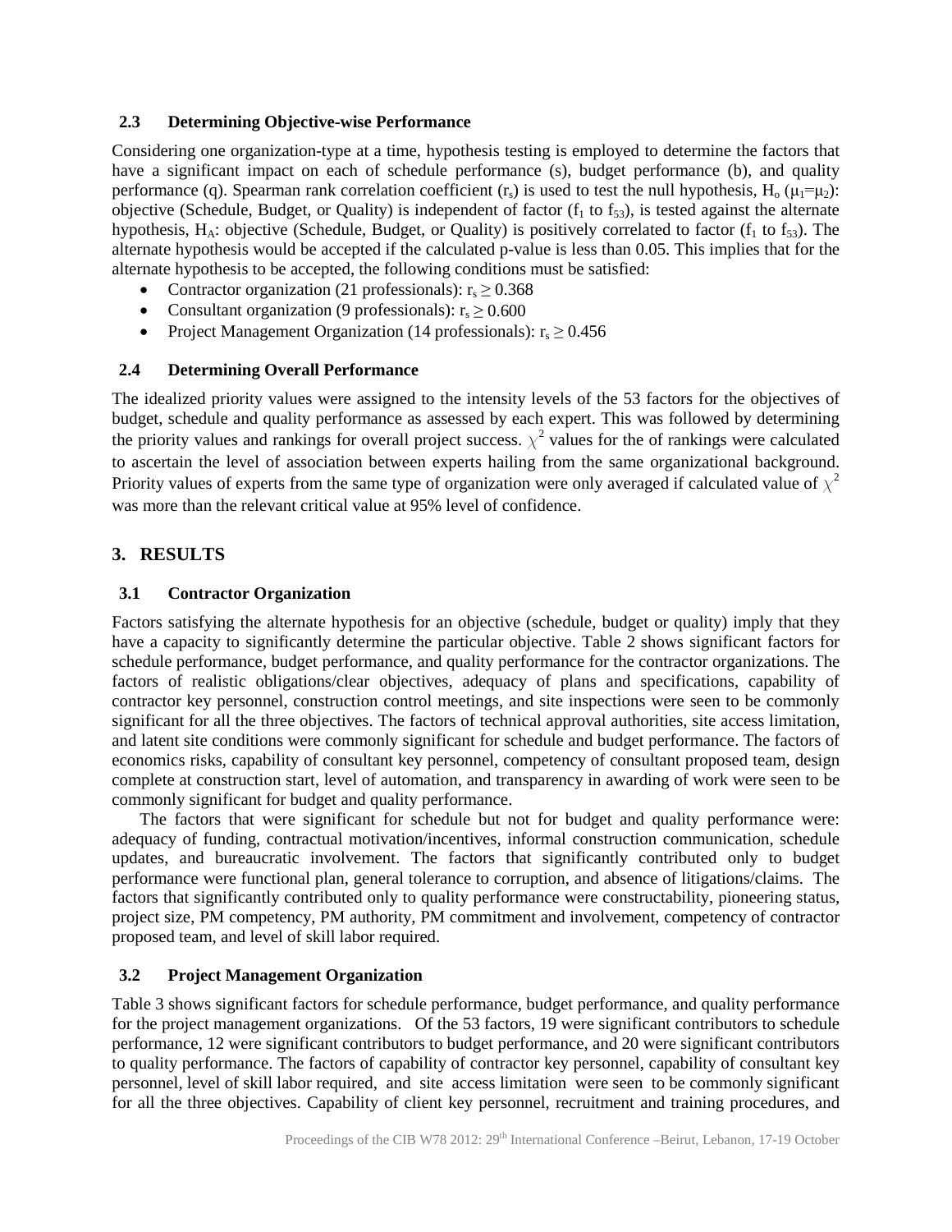### 2.3 Determining Objective-wise Performance

Considering one organization-type at a time, hypothesis testing is employed to determine the factors that have a significant impact on each of schedule performance (s), budget performance (b), and quality performance (q). Spearman rank correlation coefficient ($r_s$) is used to test the null hypothesis, $H_o$ ($\mu_1=\mu_2$): objective (Schedule, Budget, or Quality) is independent of factor ($f_1$ to $f_{53}$), is tested against the alternate hypothesis, $H_A$: objective (Schedule, Budget, or Quality) is positively correlated to factor ($f_1$ to $f_{53}$). The alternate hypothesis would be accepted if the calculated p-value is less than 0.05. This implies that for the alternate hypothesis to be accepted, the following conditions must be satisfied:

- Contractor organization (21 professionals): $r_s \geq 0.368$
- Consultant organization (9 professionals): $r_s \geq 0.600$
- Project Management Organization (14 professionals): $r_s \geq 0.456$

### 2.4 Determining Overall Performance

The idealized priority values were assigned to the intensity levels of the 53 factors for the objectives of budget, schedule and quality performance as assessed by each expert. This was followed by determining the priority values and rankings for overall project success. $\chi^2$ values for the of rankings were calculated to ascertain the level of association between experts hailing from the same organizational background. Priority values of experts from the same type of organization were only averaged if calculated value of $\chi^2$ was more than the relevant critical value at 95% level of confidence.

## 3. RESULTS

### 3.1 Contractor Organization

Factors satisfying the alternate hypothesis for an objective (schedule, budget or quality) imply that they have a capacity to significantly determine the particular objective. Table 2 shows significant factors for schedule performance, budget performance, and quality performance for the contractor organizations. The factors of realistic obligations/clear objectives, adequacy of plans and specifications, capability of contractor key personnel, construction control meetings, and site inspections were seen to be commonly significant for all the three objectives. The factors of technical approval authorities, site access limitation, and latent site conditions were commonly significant for schedule and budget performance. The factors of economics risks, capability of consultant key personnel, competency of consultant proposed team, design complete at construction start, level of automation, and transparency in awarding of work were seen to be commonly significant for budget and quality performance.

The factors that were significant for schedule but not for budget and quality performance were: adequacy of funding, contractual motivation/incentives, informal construction communication, schedule updates, and bureaucratic involvement. The factors that significantly contributed only to budget performance were functional plan, general tolerance to corruption, and absence of litigations/claims. The factors that significantly contributed only to quality performance were constructability, pioneering status, project size, PM competency, PM authority, PM commitment and involvement, competency of contractor proposed team, and level of skill labor required.

### 3.2 Project Management Organization

Table 3 shows significant factors for schedule performance, budget performance, and quality performance for the project management organizations. Of the 53 factors, 19 were significant contributors to schedule performance, 12 were significant contributors to budget performance, and 20 were significant contributors to quality performance. The factors of capability of contractor key personnel, capability of consultant key personnel, level of skill labor required, and site access limitation were seen to be commonly significant for all the three objectives. Capability of client key personnel, recruitment and training procedures, and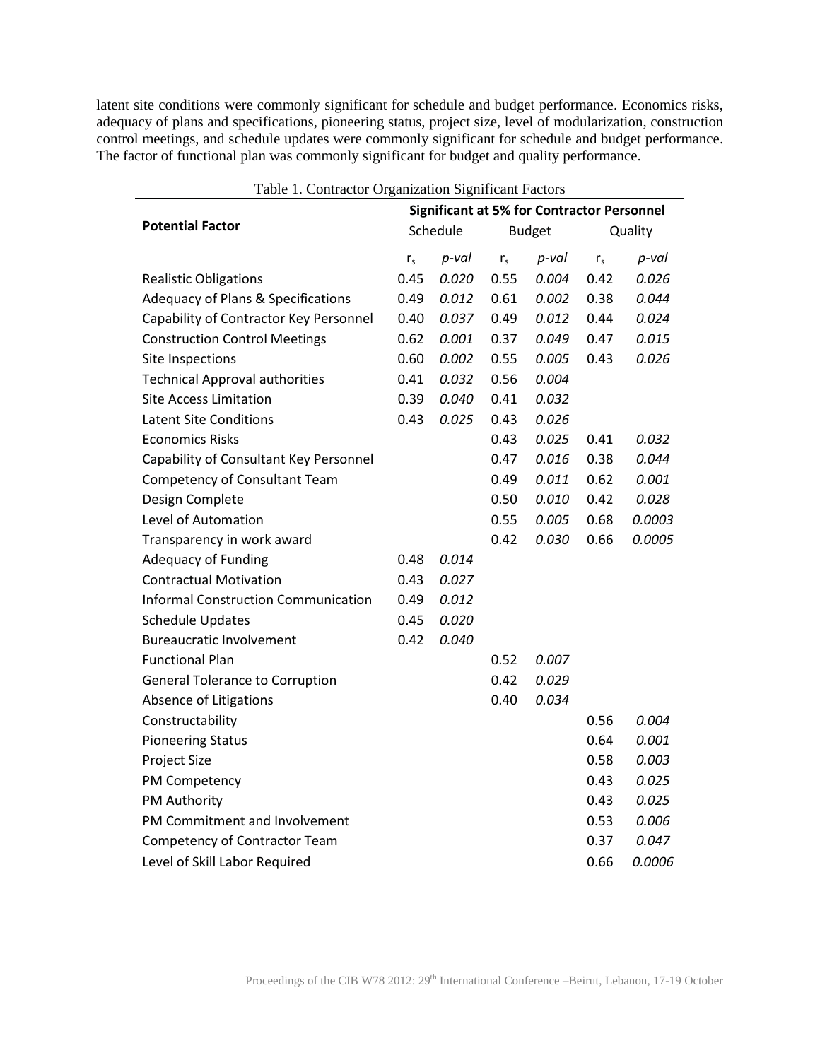latent site conditions were commonly significant for schedule and budget performance. Economics risks, adequacy of plans and specifications, pioneering status, project size, level of modularization, construction control meetings, and schedule updates were commonly significant for schedule and budget performance. The factor of functional plan was commonly significant for budget and quality performance.

Table 1. Contractor Organization Significant Factors

| Potential Factor | Significant at 5% for Contractor Personnel | | | | | |
|---|---|---|---|---|---|---|
| | Schedule | | Budget | | Quality | |
| | $r_s$ | *p-val* | $r_s$ | *p-val* | $r_s$ | *p-val* |
| Realistic Obligations | 0.45 | *0.020* | 0.55 | *0.004* | 0.42 | *0.026* |
| Adequacy of Plans & Specifications | 0.49 | *0.012* | 0.61 | *0.002* | 0.38 | *0.044* |
| Capability of Contractor Key Personnel | 0.40 | *0.037* | 0.49 | *0.012* | 0.44 | *0.024* |
| Construction Control Meetings | 0.62 | *0.001* | 0.37 | *0.049* | 0.47 | *0.015* |
| Site Inspections | 0.60 | *0.002* | 0.55 | *0.005* | 0.43 | *0.026* |
| Technical Approval authorities | 0.41 | *0.032* | 0.56 | *0.004* | | |
| Site Access Limitation | 0.39 | *0.040* | 0.41 | *0.032* | | |
| Latent Site Conditions | 0.43 | *0.025* | 0.43 | *0.026* | | |
| Economics Risks | | | 0.43 | *0.025* | 0.41 | *0.032* |
| Capability of Consultant Key Personnel | | | 0.47 | *0.016* | 0.38 | *0.044* |
| Competency of Consultant Team | | | 0.49 | *0.011* | 0.62 | *0.001* |
| Design Complete | | | 0.50 | *0.010* | 0.42 | *0.028* |
| Level of Automation | | | 0.55 | *0.005* | 0.68 | *0.0003* |
| Transparency in work award | | | 0.42 | *0.030* | 0.66 | *0.0005* |
| Adequacy of Funding | 0.48 | *0.014* | | | | |
| Contractual Motivation | 0.43 | *0.027* | | | | |
| Informal Construction Communication | 0.49 | *0.012* | | | | |
| Schedule Updates | 0.45 | *0.020* | | | | |
| Bureaucratic Involvement | 0.42 | *0.040* | | | | |
| Functional Plan | | | 0.52 | *0.007* | | |
| General Tolerance to Corruption | | | 0.42 | *0.029* | | |
| Absence of Litigations | | | 0.40 | *0.034* | | |
| Constructability | | | | | 0.56 | *0.004* |
| Pioneering Status | | | | | 0.64 | *0.001* |
| Project Size | | | | | 0.58 | *0.003* |
| PM Competency | | | | | 0.43 | *0.025* |
| PM Authority | | | | | 0.43 | *0.025* |
| PM Commitment and Involvement | | | | | 0.53 | *0.006* |
| Competency of Contractor Team | | | | | 0.37 | *0.047* |
| Level of Skill Labor Required | | | | | 0.66 | *0.0006* |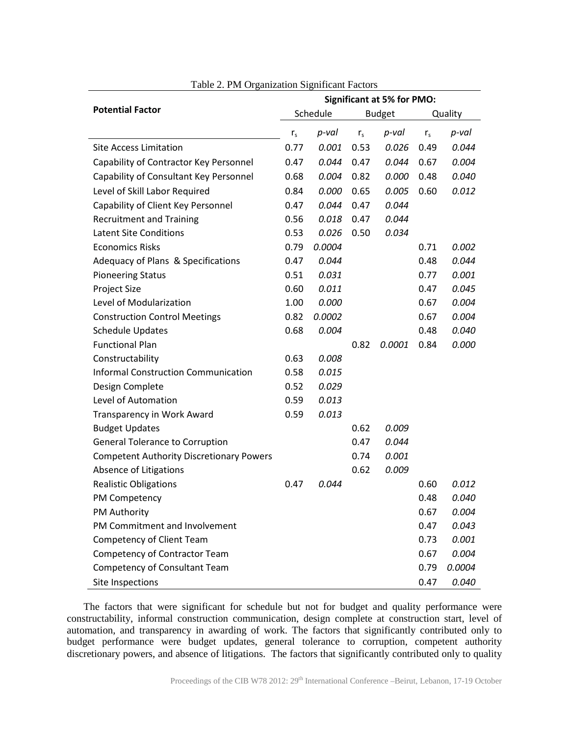Table 2. PM Organization Significant Factors

| Potential Factor | Significant at 5% for PMO: | | | | | |
|---|---|---|---|---|---|---|
| | Schedule | | Budget | | Quality | |
| | $r_s$ | *p-val* | $r_s$ | *p-val* | $r_s$ | *p-val* |
| Site Access Limitation | 0.77 | *0.001* | 0.53 | *0.026* | 0.49 | *0.044* |
| Capability of Contractor Key Personnel | 0.47 | *0.044* | 0.47 | *0.044* | 0.67 | *0.004* |
| Capability of Consultant Key Personnel | 0.68 | *0.004* | 0.82 | *0.000* | 0.48 | *0.040* |
| Level of Skill Labor Required | 0.84 | *0.000* | 0.65 | *0.005* | 0.60 | *0.012* |
| Capability of Client Key Personnel | 0.47 | *0.044* | 0.47 | *0.044* | | |
| Recruitment and Training | 0.56 | *0.018* | 0.47 | *0.044* | | |
| Latent Site Conditions | 0.53 | *0.026* | 0.50 | *0.034* | | |
| Economics Risks | 0.79 | *0.0004* | | | 0.71 | *0.002* |
| Adequacy of Plans & Specifications | 0.47 | *0.044* | | | 0.48 | *0.044* |
| Pioneering Status | 0.51 | *0.031* | | | 0.77 | *0.001* |
| Project Size | 0.60 | *0.011* | | | 0.47 | *0.045* |
| Level of Modularization | 1.00 | *0.000* | | | 0.67 | *0.004* |
| Construction Control Meetings | 0.82 | *0.0002* | | | 0.67 | *0.004* |
| Schedule Updates | 0.68 | *0.004* | | | 0.48 | *0.040* |
| Functional Plan | | | 0.82 | *0.0001* | 0.84 | *0.000* |
| Constructability | 0.63 | *0.008* | | | | |
| Informal Construction Communication | 0.58 | *0.015* | | | | |
| Design Complete | 0.52 | *0.029* | | | | |
| Level of Automation | 0.59 | *0.013* | | | | |
| Transparency in Work Award | 0.59 | *0.013* | | | | |
| Budget Updates | | | 0.62 | *0.009* | | |
| General Tolerance to Corruption | | | 0.47 | *0.044* | | |
| Competent Authority Discretionary Powers | | | 0.74 | *0.001* | | |
| Absence of Litigations | | | 0.62 | *0.009* | | |
| Realistic Obligations | 0.47 | *0.044* | | | 0.60 | *0.012* |
| PM Competency | | | | | 0.48 | *0.040* |
| PM Authority | | | | | 0.67 | *0.004* |
| PM Commitment and Involvement | | | | | 0.47 | *0.043* |
| Competency of Client Team | | | | | 0.73 | *0.001* |
| Competency of Contractor Team | | | | | 0.67 | *0.004* |
| Competency of Consultant Team | | | | | 0.79 | *0.0004* |
| Site Inspections | | | | | 0.47 | *0.040* |

The factors that were significant for schedule but not for budget and quality performance were constructability, informal construction communication, design complete at construction start, level of automation, and transparency in awarding of work. The factors that significantly contributed only to budget performance were budget updates, general tolerance to corruption, competent authority discretionary powers, and absence of litigations. The factors that significantly contributed only to quality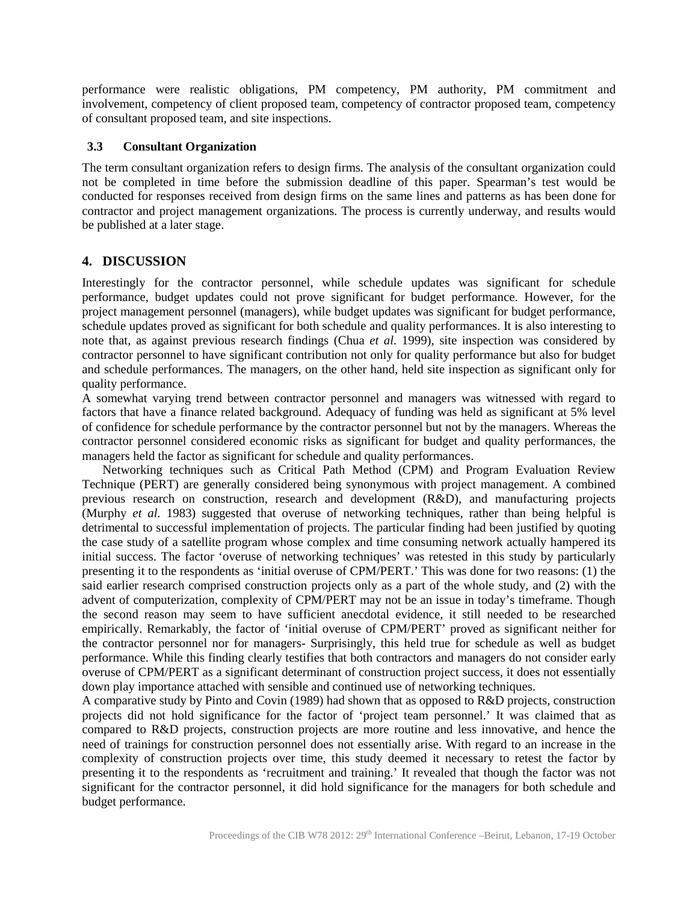performance were realistic obligations, PM competency, PM authority, PM commitment and involvement, competency of client proposed team, competency of contractor proposed team, competency of consultant proposed team, and site inspections.

### 3.3 Consultant Organization

The term consultant organization refers to design firms. The analysis of the consultant organization could not be completed in time before the submission deadline of this paper. Spearman's test would be conducted for responses received from design firms on the same lines and patterns as has been done for contractor and project management organizations. The process is currently underway, and results would be published at a later stage.

## 4. DISCUSSION

Interestingly for the contractor personnel, while schedule updates was significant for schedule performance, budget updates could not prove significant for budget performance. However, for the project management personnel (managers), while budget updates was significant for budget performance, schedule updates proved as significant for both schedule and quality performances. It is also interesting to note that, as against previous research findings (Chua *et al.* 1999), site inspection was considered by contractor personnel to have significant contribution not only for quality performance but also for budget and schedule performances. The managers, on the other hand, held site inspection as significant only for quality performance.

A somewhat varying trend between contractor personnel and managers was witnessed with regard to factors that have a finance related background. Adequacy of funding was held as significant at 5% level of confidence for schedule performance by the contractor personnel but not by the managers. Whereas the contractor personnel considered economic risks as significant for budget and quality performances, the managers held the factor as significant for schedule and quality performances.

Networking techniques such as Critical Path Method (CPM) and Program Evaluation Review Technique (PERT) are generally considered being synonymous with project management. A combined previous research on construction, research and development (R&D), and manufacturing projects (Murphy *et al.* 1983) suggested that overuse of networking techniques, rather than being helpful is detrimental to successful implementation of projects. The particular finding had been justified by quoting the case study of a satellite program whose complex and time consuming network actually hampered its initial success. The factor 'overuse of networking techniques' was retested in this study by particularly presenting it to the respondents as 'initial overuse of CPM/PERT.' This was done for two reasons: (1) the said earlier research comprised construction projects only as a part of the whole study, and (2) with the advent of computerization, complexity of CPM/PERT may not be an issue in today's timeframe. Though the second reason may seem to have sufficient anecdotal evidence, it still needed to be researched empirically. Remarkably, the factor of 'initial overuse of CPM/PERT' proved as significant neither for the contractor personnel nor for managers- Surprisingly, this held true for schedule as well as budget performance. While this finding clearly testifies that both contractors and managers do not consider early overuse of CPM/PERT as a significant determinant of construction project success, it does not essentially down play importance attached with sensible and continued use of networking techniques.

A comparative study by Pinto and Covin (1989) had shown that as opposed to R&D projects, construction projects did not hold significance for the factor of 'project team personnel.' It was claimed that as compared to R&D projects, construction projects are more routine and less innovative, and hence the need of trainings for construction personnel does not essentially arise. With regard to an increase in the complexity of construction projects over time, this study deemed it necessary to retest the factor by presenting it to the respondents as 'recruitment and training.' It revealed that though the factor was not significant for the contractor personnel, it did hold significance for the managers for both schedule and budget performance.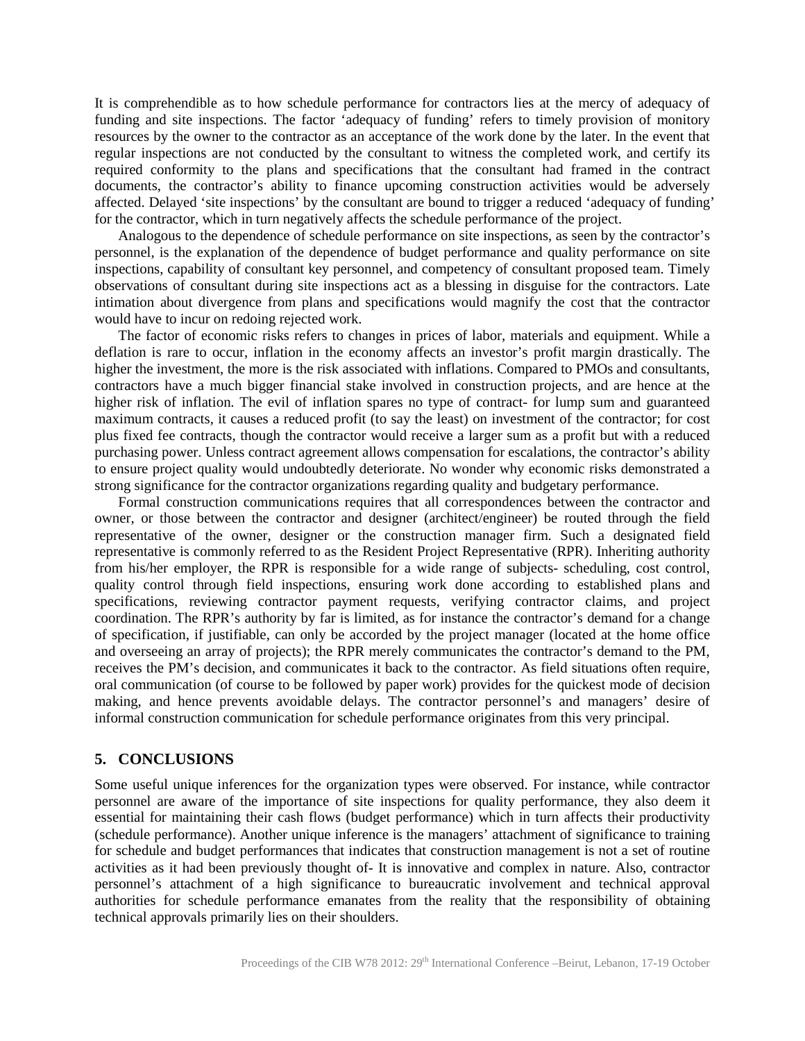It is comprehendible as to how schedule performance for contractors lies at the mercy of adequacy of funding and site inspections. The factor 'adequacy of funding' refers to timely provision of monitory resources by the owner to the contractor as an acceptance of the work done by the later. In the event that regular inspections are not conducted by the consultant to witness the completed work, and certify its required conformity to the plans and specifications that the consultant had framed in the contract documents, the contractor's ability to finance upcoming construction activities would be adversely affected. Delayed 'site inspections' by the consultant are bound to trigger a reduced 'adequacy of funding' for the contractor, which in turn negatively affects the schedule performance of the project.

Analogous to the dependence of schedule performance on site inspections, as seen by the contractor's personnel, is the explanation of the dependence of budget performance and quality performance on site inspections, capability of consultant key personnel, and competency of consultant proposed team. Timely observations of consultant during site inspections act as a blessing in disguise for the contractors. Late intimation about divergence from plans and specifications would magnify the cost that the contractor would have to incur on redoing rejected work.

The factor of economic risks refers to changes in prices of labor, materials and equipment. While a deflation is rare to occur, inflation in the economy affects an investor's profit margin drastically. The higher the investment, the more is the risk associated with inflations. Compared to PMOs and consultants, contractors have a much bigger financial stake involved in construction projects, and are hence at the higher risk of inflation. The evil of inflation spares no type of contract- for lump sum and guaranteed maximum contracts, it causes a reduced profit (to say the least) on investment of the contractor; for cost plus fixed fee contracts, though the contractor would receive a larger sum as a profit but with a reduced purchasing power. Unless contract agreement allows compensation for escalations, the contractor's ability to ensure project quality would undoubtedly deteriorate. No wonder why economic risks demonstrated a strong significance for the contractor organizations regarding quality and budgetary performance.

Formal construction communications requires that all correspondences between the contractor and owner, or those between the contractor and designer (architect/engineer) be routed through the field representative of the owner, designer or the construction manager firm. Such a designated field representative is commonly referred to as the Resident Project Representative (RPR). Inheriting authority from his/her employer, the RPR is responsible for a wide range of subjects- scheduling, cost control, quality control through field inspections, ensuring work done according to established plans and specifications, reviewing contractor payment requests, verifying contractor claims, and project coordination. The RPR's authority by far is limited, as for instance the contractor's demand for a change of specification, if justifiable, can only be accorded by the project manager (located at the home office and overseeing an array of projects); the RPR merely communicates the contractor's demand to the PM, receives the PM's decision, and communicates it back to the contractor. As field situations often require, oral communication (of course to be followed by paper work) provides for the quickest mode of decision making, and hence prevents avoidable delays. The contractor personnel's and managers' desire of informal construction communication for schedule performance originates from this very principal.

## 5. CONCLUSIONS

Some useful unique inferences for the organization types were observed. For instance, while contractor personnel are aware of the importance of site inspections for quality performance, they also deem it essential for maintaining their cash flows (budget performance) which in turn affects their productivity (schedule performance). Another unique inference is the managers' attachment of significance to training for schedule and budget performances that indicates that construction management is not a set of routine activities as it had been previously thought of- It is innovative and complex in nature. Also, contractor personnel's attachment of a high significance to bureaucratic involvement and technical approval authorities for schedule performance emanates from the reality that the responsibility of obtaining technical approvals primarily lies on their shoulders.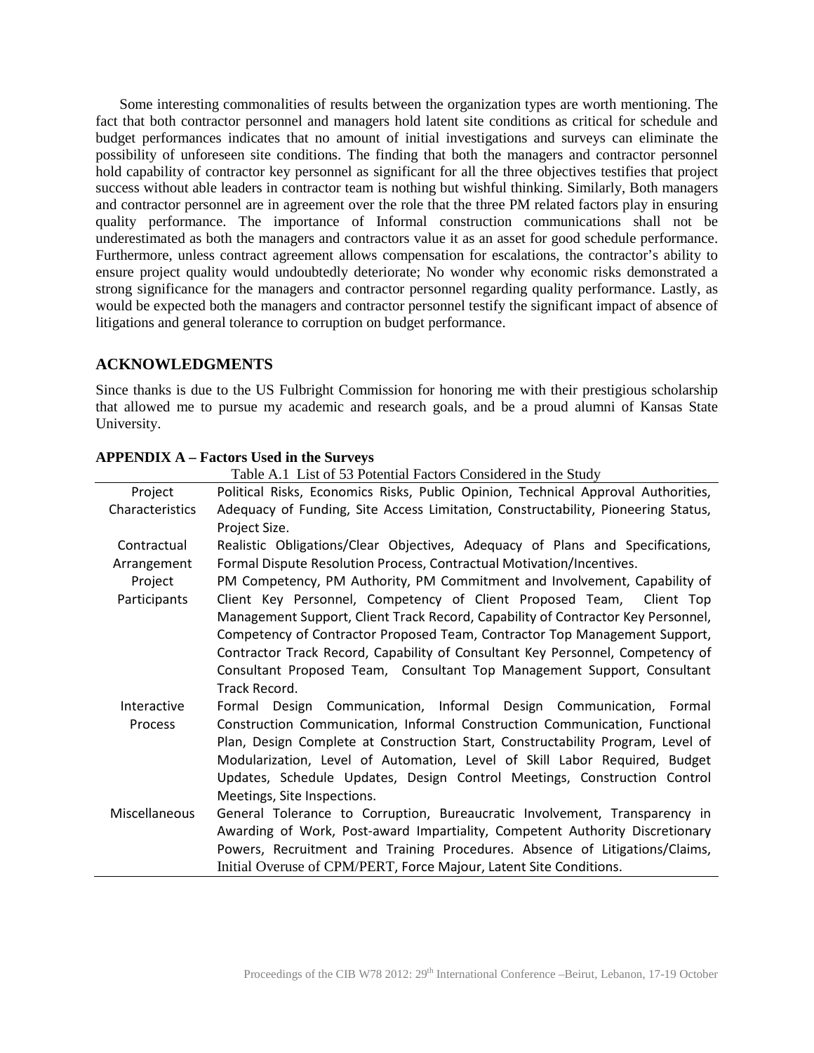Some interesting commonalities of results between the organization types are worth mentioning. The fact that both contractor personnel and managers hold latent site conditions as critical for schedule and budget performances indicates that no amount of initial investigations and surveys can eliminate the possibility of unforeseen site conditions. The finding that both the managers and contractor personnel hold capability of contractor key personnel as significant for all the three objectives testifies that project success without able leaders in contractor team is nothing but wishful thinking. Similarly, Both managers and contractor personnel are in agreement over the role that the three PM related factors play in ensuring quality performance. The importance of Informal construction communications shall not be underestimated as both the managers and contractors value it as an asset for good schedule performance. Furthermore, unless contract agreement allows compensation for escalations, the contractor's ability to ensure project quality would undoubtedly deteriorate; No wonder why economic risks demonstrated a strong significance for the managers and contractor personnel regarding quality performance. Lastly, as would be expected both the managers and contractor personnel testify the significant impact of absence of litigations and general tolerance to corruption on budget performance.

## ACKNOWLEDGMENTS

Since thanks is due to the US Fulbright Commission for honoring me with their prestigious scholarship that allowed me to pursue my academic and research goals, and be a proud alumni of Kansas State University.

**APPENDIX A – Factors Used in the Surveys**

Table A.1 List of 53 Potential Factors Considered in the Study

| | |
|---|---|
| Project Characteristics | Political Risks, Economics Risks, Public Opinion, Technical Approval Authorities, Adequacy of Funding, Site Access Limitation, Constructability, Pioneering Status, Project Size. |
| Contractual Arrangement | Realistic Obligations/Clear Objectives, Adequacy of Plans and Specifications, Formal Dispute Resolution Process, Contractual Motivation/Incentives. |
| Project Participants | PM Competency, PM Authority, PM Commitment and Involvement, Capability of Client Key Personnel, Competency of Client Proposed Team, Client Top Management Support, Client Track Record, Capability of Contractor Key Personnel, Competency of Contractor Proposed Team, Contractor Top Management Support, Contractor Track Record, Capability of Consultant Key Personnel, Competency of Consultant Proposed Team, Consultant Top Management Support, Consultant Track Record. |
| Interactive Process | Formal Design Communication, Informal Design Communication, Formal Construction Communication, Informal Construction Communication, Functional Plan, Design Complete at Construction Start, Constructability Program, Level of Modularization, Level of Automation, Level of Skill Labor Required, Budget Updates, Schedule Updates, Design Control Meetings, Construction Control Meetings, Site Inspections. |
| Miscellaneous | General Tolerance to Corruption, Bureaucratic Involvement, Transparency in Awarding of Work, Post-award Impartiality, Competent Authority Discretionary Powers, Recruitment and Training Procedures. Absence of Litigations/Claims, Initial Overuse of CPM/PERT, Force Majour, Latent Site Conditions. |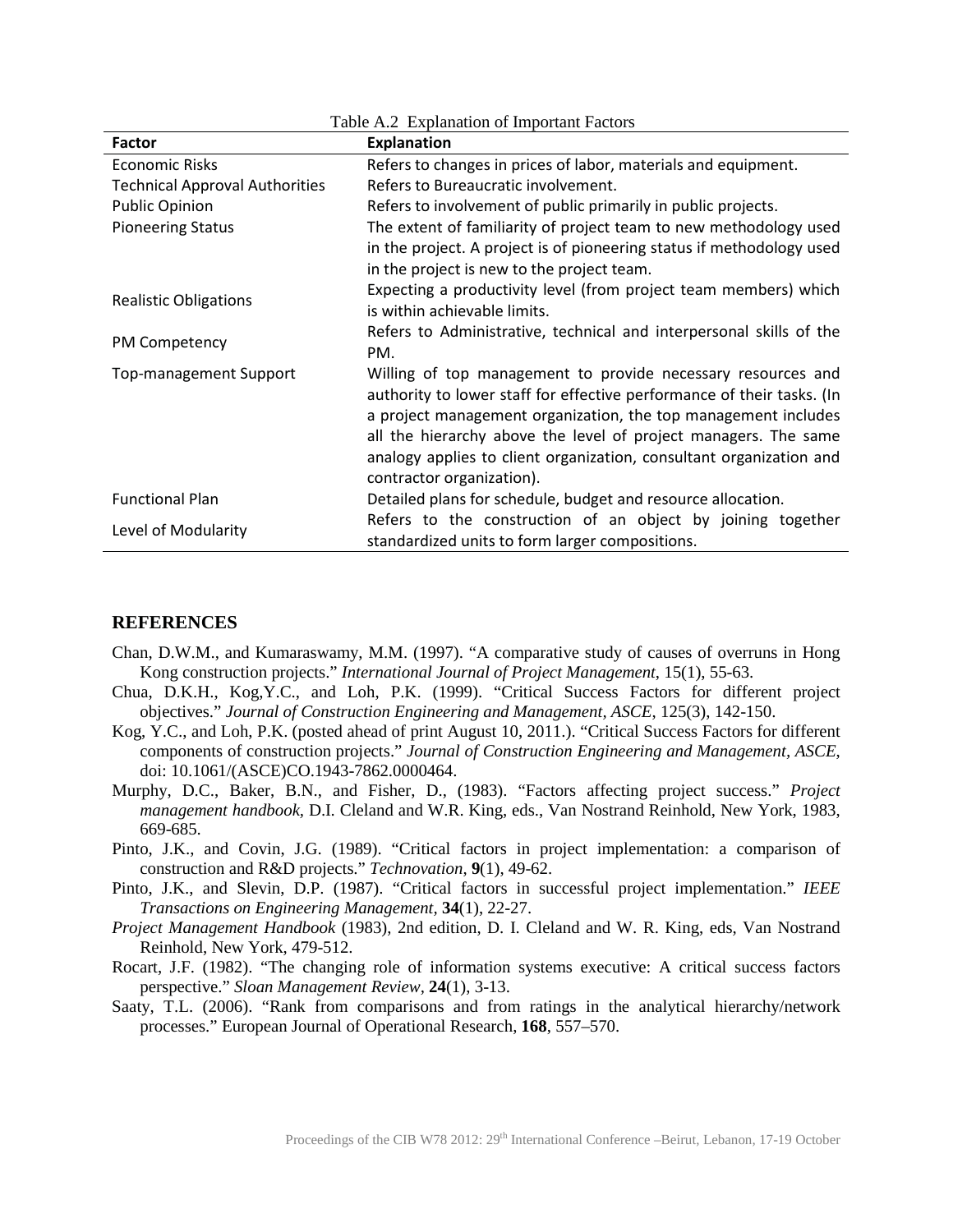Table A.2 Explanation of Important Factors

| Factor | Explanation |
|---|---|
| Economic Risks | Refers to changes in prices of labor, materials and equipment. |
| Technical Approval Authorities | Refers to Bureaucratic involvement. |
| Public Opinion | Refers to involvement of public primarily in public projects. |
| Pioneering Status | The extent of familiarity of project team to new methodology used in the project. A project is of pioneering status if methodology used in the project is new to the project team. |
| Realistic Obligations | Expecting a productivity level (from project team members) which is within achievable limits. |
| PM Competency | Refers to Administrative, technical and interpersonal skills of the PM. |
| Top-management Support | Willing of top management to provide necessary resources and authority to lower staff for effective performance of their tasks. (In a project management organization, the top management includes all the hierarchy above the level of project managers. The same analogy applies to client organization, consultant organization and contractor organization). |
| Functional Plan | Detailed plans for schedule, budget and resource allocation. |
| Level of Modularity | Refers to the construction of an object by joining together standardized units to form larger compositions. |

## REFERENCES

Chan, D.W.M., and Kumaraswamy, M.M. (1997). "A comparative study of causes of overruns in Hong Kong construction projects." *International Journal of Project Management*, 15(1), 55-63.

Chua, D.K.H., Kog,Y.C., and Loh, P.K. (1999). "Critical Success Factors for different project objectives." *Journal of Construction Engineering and Management, ASCE*, 125(3), 142-150.

Kog, Y.C., and Loh, P.K. (posted ahead of print August 10, 2011.). "Critical Success Factors for different components of construction projects." *Journal of Construction Engineering and Management, ASCE*, doi: 10.1061/(ASCE)CO.1943-7862.0000464.

Murphy, D.C., Baker, B.N., and Fisher, D., (1983). "Factors affecting project success." *Project management handbook*, D.I. Cleland and W.R. King, eds., Van Nostrand Reinhold, New York, 1983, 669-685.

Pinto, J.K., and Covin, J.G. (1989). "Critical factors in project implementation: a comparison of construction and R&D projects." *Technovation*, **9**(1), 49-62.

Pinto, J.K., and Slevin, D.P. (1987). "Critical factors in successful project implementation." *IEEE Transactions on Engineering Management*, **34**(1), 22-27.

*Project Management Handbook* (1983), 2nd edition, D. I. Cleland and W. R. King, eds, Van Nostrand Reinhold, New York, 479-512.

Rocart, J.F. (1982). "The changing role of information systems executive: A critical success factors perspective." *Sloan Management Review*, **24**(1), 3-13.

Saaty, T.L. (2006). "Rank from comparisons and from ratings in the analytical hierarchy/network processes." European Journal of Operational Research, **168**, 557–570.